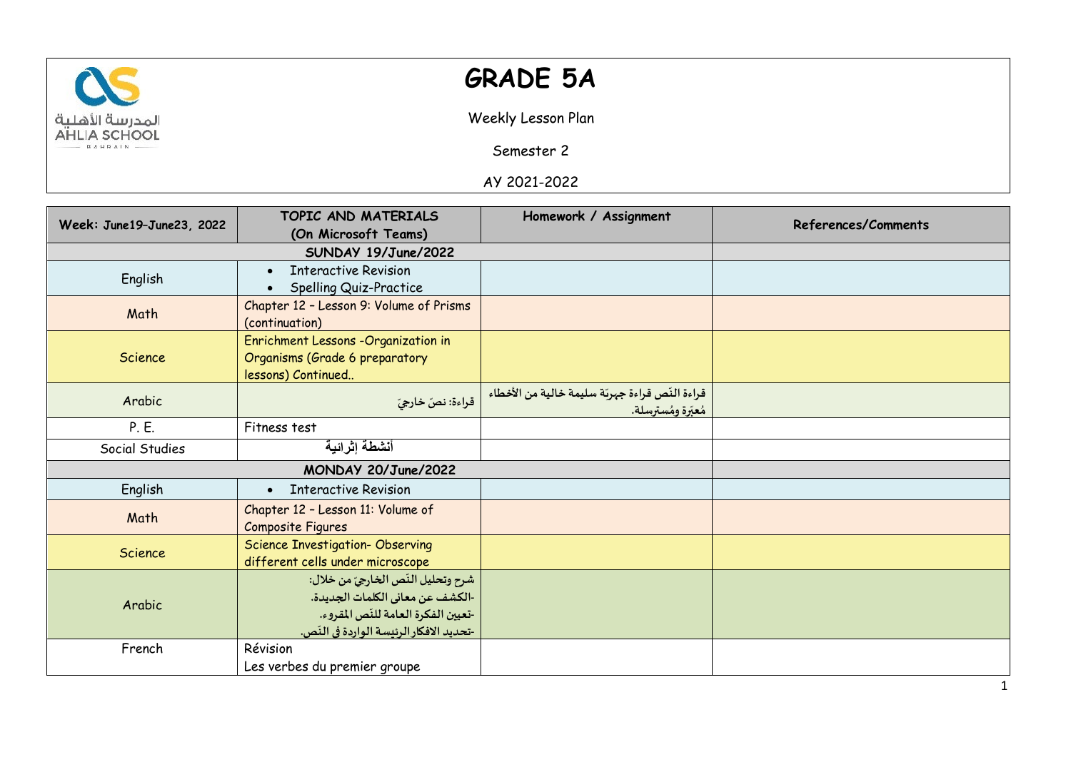# GRADE 5A

Weekly Lesson Plan

Semester 2

AY 2021-2022

| Week: June19–June23, 2022 | TOPIC AND MATERIALS (On Microsoft Teams) | Homework / Assignment | References/Comments |
|---|---|---|---|
| | **SUNDAY 19/June/2022** | | |
| English | • Interactive Revision<br>• Spelling Quiz-Practice | | |
| Math | Chapter 12 – Lesson 9: Volume of Prisms (continuation) | | |
| Science | Enrichment Lessons -Organization in Organisms (Grade 6 preparatory lessons) Continued.. | | |
| Arabic | قراءة: نصّ خارجيّ | قراءة النّص قراءة جهريّة سليمة خالية من الأخطاء مُعبّرة ومُسترسلة. | |
| P. E. | Fitness test | | |
| Social Studies | **أنشطة إثرائية** | | |
| | **MONDAY 20/June/2022** | | |
| English | • Interactive Revision | | |
| Math | Chapter 12 – Lesson 11: Volume of Composite Figures | | |
| Science | Science Investigation- Observing different cells under microscope | | |
| Arabic | شرح وتحليل النّص الخارجيّ من خلال:<br>-الكشف عن معانى الكلمات الجديدة.<br>-تعيين الفكرة العامة للنّص المقروء.<br>-تحديد الافكار الرئيسة الواردة فى النّص. | | |
| French | Révision<br>Les verbes du premier groupe | | |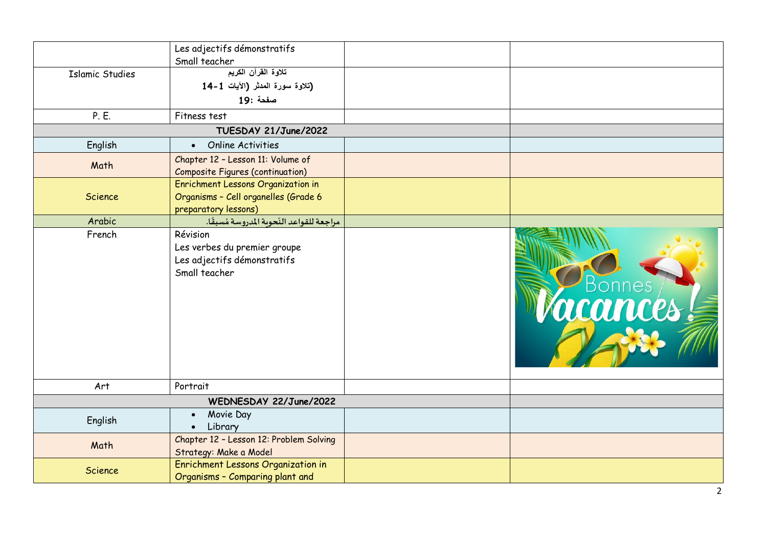| | | | |
|---|---|---|---|
| | Les adjectifs démonstratifs<br>Small teacher | | |
| Islamic Studies | تلاوة القرآن الكريم<br>(تلاوة سورة المدثر (الآيات 1-14<br>صفحة :19 | | |
| P. E. | Fitness test | | |
| **TUESDAY 21/June/2022** | | | |
| English | • Online Activities | | |
| Math | Chapter 12 – Lesson 11: Volume of Composite Figures (continuation) | | |
| Science | Enrichment Lessons Organization in Organisms – Cell organelles (Grade 6 preparatory lessons) | | |
| Arabic | مراجعة للقواعد النّحوية المدروسة مُسبقًا. | | |
| French | Révision<br>Les verbes du premier groupe<br>Les adjectifs démonstratifs<br>Small teacher | | Bonnes Vacances! |
| Art | Portrait | | |
| **WEDNESDAY 22/June/2022** | | | |
| English | • Movie Day<br>• Library | | |
| Math | Chapter 12 – Lesson 12: Problem Solving Strategy: Make a Model | | |
| Science | Enrichment Lessons Organization in Organisms – Comparing plant and | | |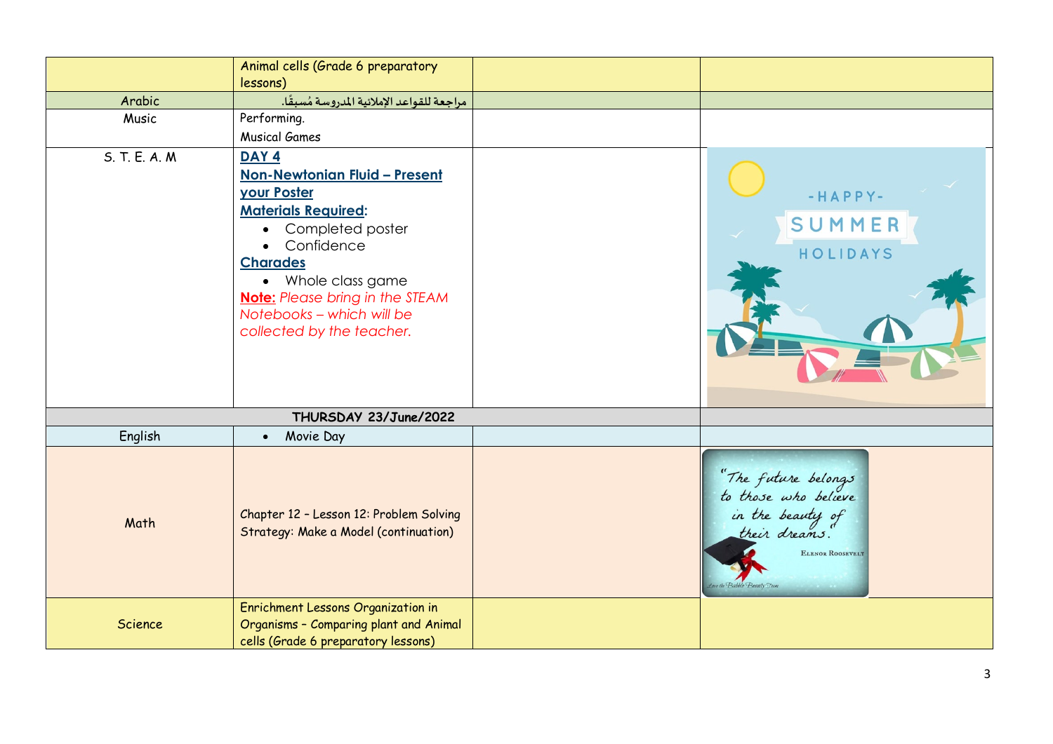| | | | |
|---|---|---|---|
| | Animal cells (Grade 6 preparatory lessons) | | |
| Arabic | مراجعة للقواعد الإملائية المدروسة مُسبقًا. | | |
| Music | Performing.<br>Musical Games | | |
| S. T. E. A. M | **DAY 4**<br>**Non-Newtonian Fluid – Present your Poster**<br>**Materials Required:**<br>• Completed poster<br>• Confidence<br>**Charades**<br>• Whole class game<br>**Note:** *Please bring in the STEAM Notebooks – which will be collected by the teacher.* | | |
| **THURSDAY 23/June/2022** | | | |
| English | • Movie Day | | |
| Math | Chapter 12 – Lesson 12: Problem Solving Strategy: Make a Model (continuation) | | |
| Science | Enrichment Lessons Organization in Organisms – Comparing plant and Animal cells (Grade 6 preparatory lessons) | | |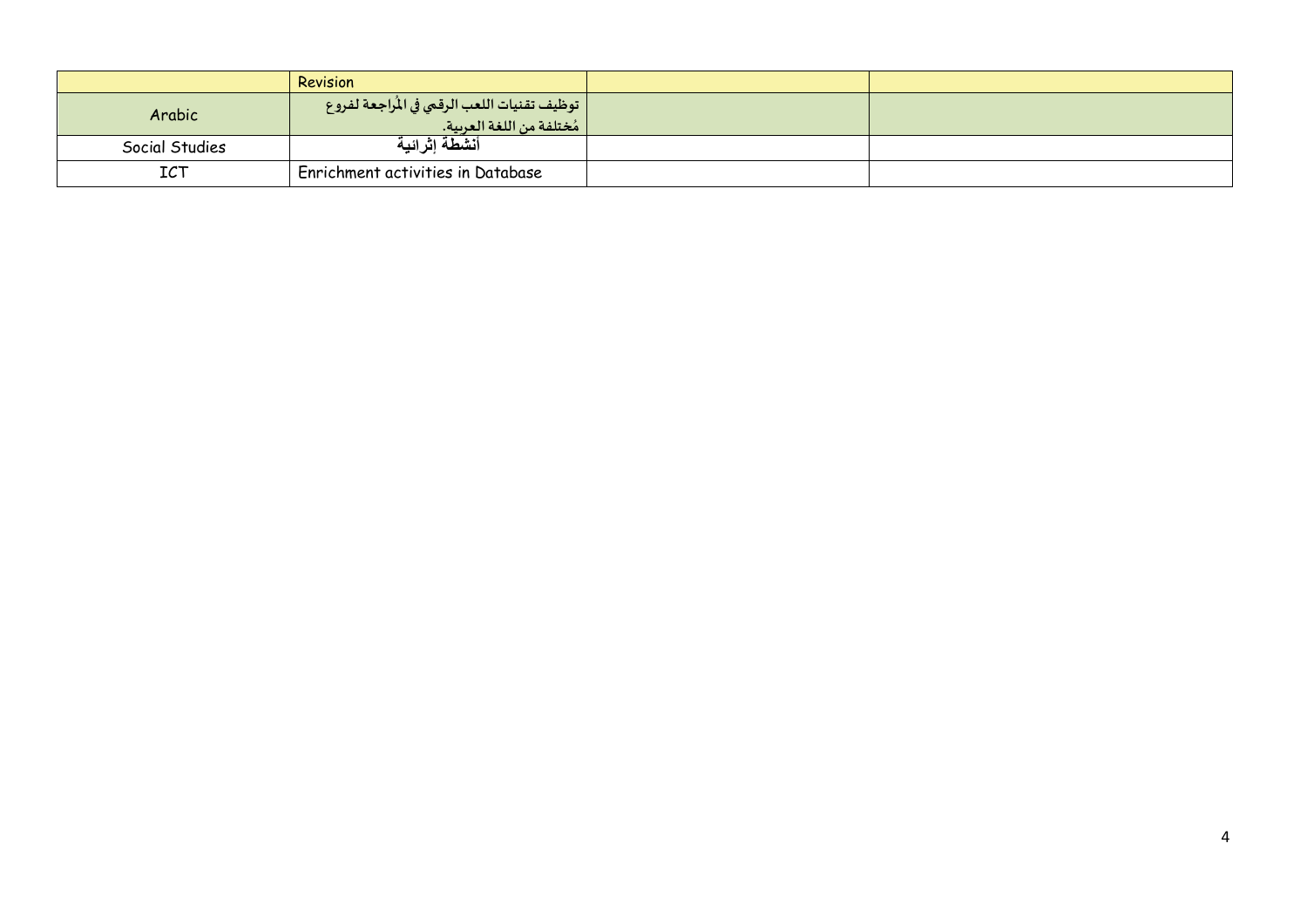| | | | |
|---|---|---|---|
| | Revision | | |
| Arabic | توظيف تقنيات اللعب الرقمي في المُراجعة لفروع مُختلفة من اللغة العربية. | | |
| Social Studies | أنشطة إثرائية | | |
| ICT | Enrichment activities in Database | | |